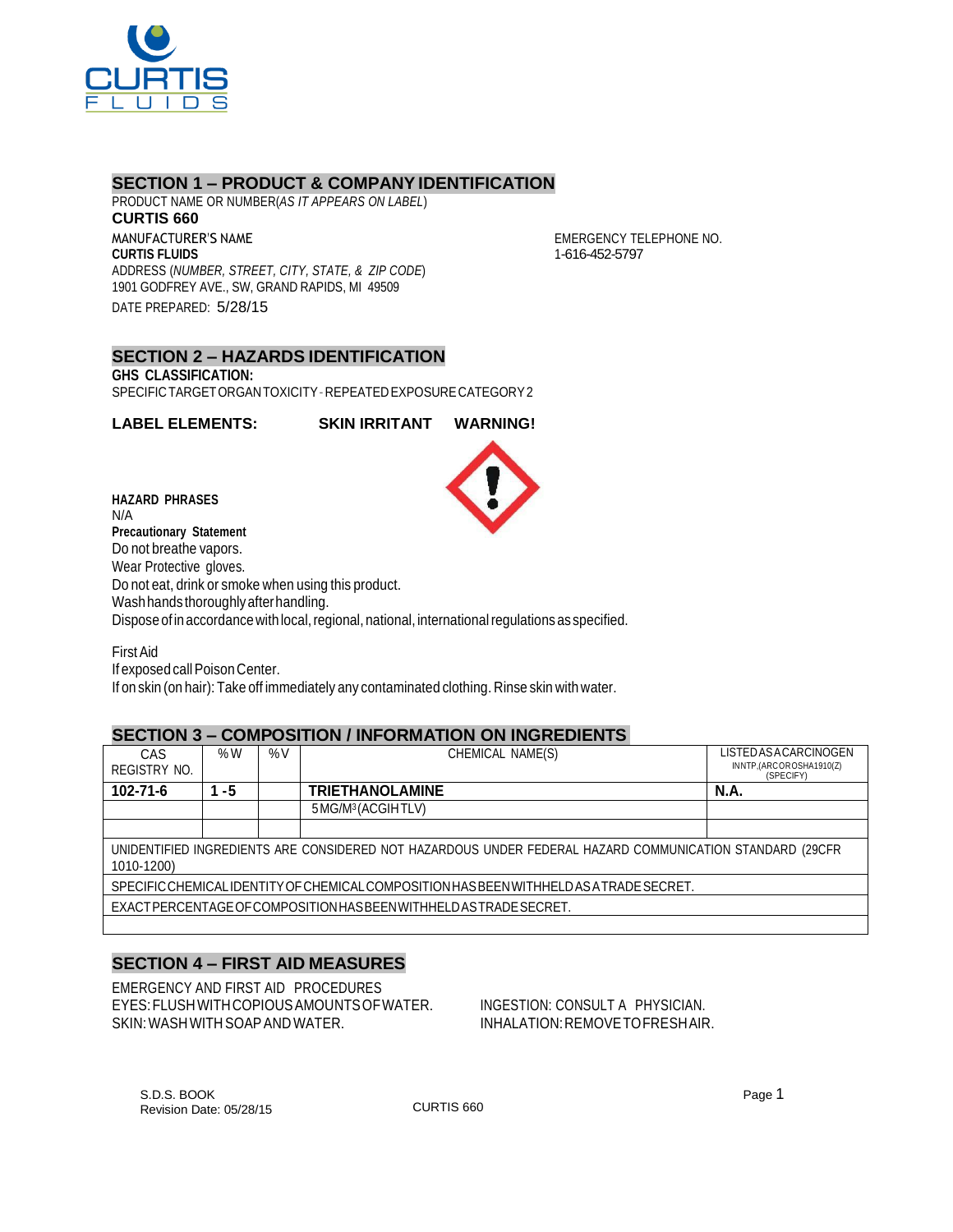## SECTION 1 – PRODUCT & COMPANY IDENTIFICATION

PRODUCT NAME OR NUMBER(*AS IT APPEARS ON LABEL*)

**CURTIS 660**

MANUFACTURER'S NAME

**CURTIS FLUIDS**

ADDRESS (*NUMBER, STREET, CITY, STATE, & ZIP CODE*)

1901 GODFREY AVE., SW, GRAND RAPIDS, MI 49509

DATE PREPARED: 5/28/15

EMERGENCY TELEPHONE NO.

1-616-452-5797

## SECTION 2 – HAZARDS IDENTIFICATION

**GHS CLASSIFICATION:**

SPECIFIC TARGET ORGAN TOXICITY - REPEATED EXPOSURE CATEGORY 2

**LABEL ELEMENTS:** **SKIN IRRITANT** **WARNING!**

**HAZARD PHRASES**

N/A

**Precautionary Statement**

Do not breathe vapors.

Wear Protective gloves.

Do not eat, drink or smoke when using this product.

Wash hands thoroughly after handling.

Dispose of in accordance with local, regional, national, international regulations as specified.

First Aid

If exposed call Poison Center.

If on skin (on hair): Take off immediately any contaminated clothing. Rinse skin with water.

## SECTION 3 – COMPOSITION / INFORMATION ON INGREDIENTS

| CAS REGISTRY NO. | %W | %V | CHEMICAL NAME(S) | LISTED AS A CARCINOGEN IN NTP, (ARC OR OSHA 1910(Z) (SPECIFY) |
|---|---|---|---|---|
| **102-71-6** | **1 - 5** | | **TRIETHANOLAMINE** | **N.A.** |
| | | | 5 MG/M³ (ACGIH TLV) | |
| | | | | |
| UNIDENTIFIED INGREDIENTS ARE CONSIDERED NOT HAZARDOUS UNDER FEDERAL HAZARD COMMUNICATION STANDARD (29CFR 1010-1200) | | | | |
| SPECIFIC CHEMICAL IDENTITY OF CHEMICAL COMPOSITION HAS BEEN WITHHELD AS A TRADE SECRET. | | | | |
| EXACT PERCENTAGE OF COMPOSITION HAS BEEN WITHHELD AS TRADE SECRET. | | | | |

## SECTION 4 – FIRST AID MEASURES

EMERGENCY AND FIRST AID PROCEDURES

EYES: FLUSH WITH COPIOUS AMOUNTS OF WATER.

SKIN: WASH WITH SOAP AND WATER.

INGESTION: CONSULT A PHYSICIAN.

INHALATION: REMOVE TO FRESH AIR.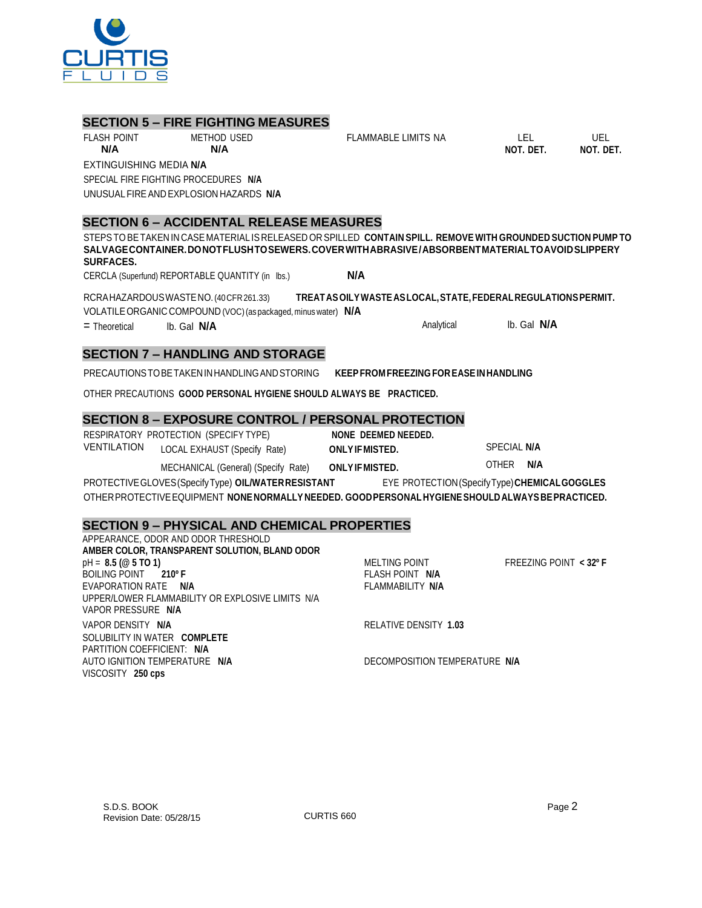## SECTION 5 – FIRE FIGHTING MEASURES

FLASH POINT **N/A** METHOD USED **N/A** FLAMMABLE LIMITS NA LEL **NOT. DET.** UEL **NOT. DET.**

EXTINGUISHING MEDIA **N/A**

SPECIAL FIRE FIGHTING PROCEDURES **N/A**

UNUSUAL FIRE AND EXPLOSION HAZARDS **N/A**

## SECTION 6 – ACCIDENTAL RELEASE MEASURES

STEPS TO BE TAKEN IN CASE MATERIAL IS RELEASED OR SPILLED **CONTAIN SPILL. REMOVE WITH GROUNDED SUCTION PUMP TO SALVAGE CONTAINER. DO NOT FLUSH TO SEWERS. COVER WITH ABRASIVE / ABSORBENT MATERIAL TO AVOID SLIPPERY SURFACES.**

CERCLA (Superfund) REPORTABLE QUANTITY (in lbs.) **N/A**

RCRA HAZARDOUS WASTE NO. (40 CFR 261.33) **TREAT AS OILY WASTE AS LOCAL, STATE, FEDERAL REGULATIONS PERMIT.**

VOLATILE ORGANIC COMPOUND (VOC) (as packaged, minus water) **N/A**

= Theoretical lb. Gal **N/A** Analytical lb. Gal **N/A**

## SECTION 7 – HANDLING AND STORAGE

PRECAUTIONS TO BE TAKEN IN HANDLING AND STORING **KEEP FROM FREEZING FOR EASE IN HANDLING**

OTHER PRECAUTIONS **GOOD PERSONAL HYGIENE SHOULD ALWAYS BE PRACTICED.**

## SECTION 8 – EXPOSURE CONTROL / PERSONAL PROTECTION

RESPIRATORY PROTECTION (SPECIFY TYPE) **NONE DEEMED NEEDED.**

VENTILATION LOCAL EXHAUST (Specify Rate) **ONLY IF MISTED.** SPECIAL **N/A**

MECHANICAL (General) (Specify Rate) **ONLY IF MISTED.** OTHER **N/A**

PROTECTIVE GLOVES (Specify Type) **OIL/WATER RESISTANT** EYE PROTECTION (Specify Type) **CHEMICAL GOGGLES**

OTHER PROTECTIVE EQUIPMENT **NONE NORMALLY NEEDED. GOOD PERSONAL HYGIENE SHOULD ALWAYS BE PRACTICED.**

## SECTION 9 – PHYSICAL AND CHEMICAL PROPERTIES

APPEARANCE, ODOR AND ODOR THRESHOLD
**AMBER COLOR, TRANSPARENT SOLUTION, BLAND ODOR**

pH = **8.5 (@ 5 TO 1)**

MELTING POINT

FREEZING POINT **< 32º F**

BOILING POINT **210º F**

FLASH POINT **N/A**

EVAPORATION RATE **N/A**

FLAMMABILITY **N/A**

UPPER/LOWER FLAMMABILITY OR EXPLOSIVE LIMITS N/A

VAPOR PRESSURE **N/A**

VAPOR DENSITY **N/A**

RELATIVE DENSITY **1.03**

SOLUBILITY IN WATER **COMPLETE**

PARTITION COEFFICIENT: **N/A**

AUTO IGNITION TEMPERATURE **N/A**

DECOMPOSITION TEMPERATURE **N/A**

VISCOSITY **250 cps**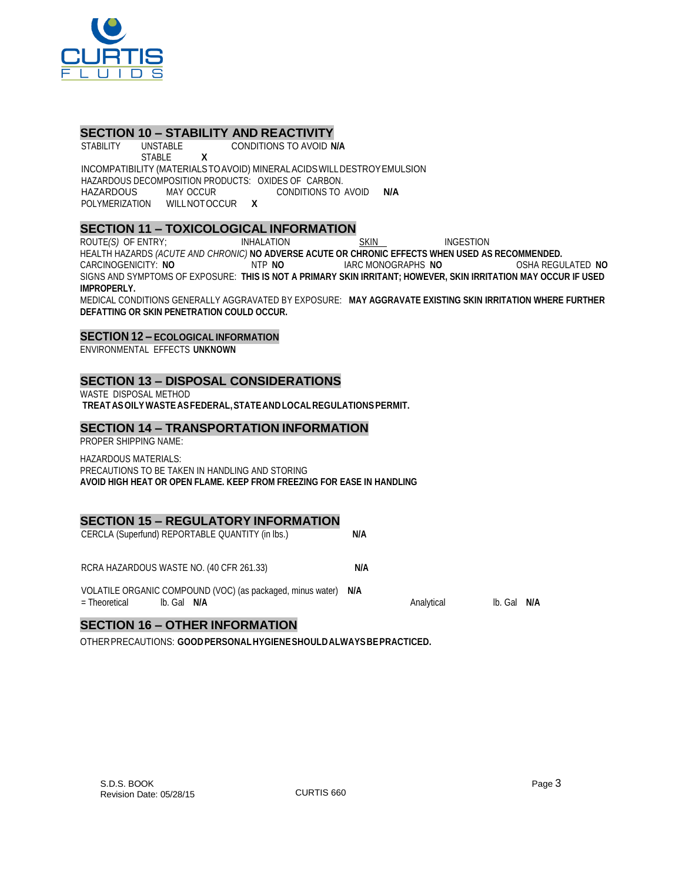## SECTION 10 – STABILITY AND REACTIVITY

| | | | |
|---|---|---|---|
| STABILITY | UNSTABLE | | CONDITIONS TO AVOID **N/A** |
| | STABLE | **X** | |

INCOMPATIBILITY (MATERIALS TO AVOID) MINERAL ACIDS WILL DESTROY EMULSION

HAZARDOUS DECOMPOSITION PRODUCTS: OXIDES OF CARBON.

| | | | |
|---|---|---|---|
| HAZARDOUS | MAY OCCUR | | CONDITIONS TO AVOID **N/A** |
| POLYMERIZATION | WILL NOT OCCUR | **X** | |

## SECTION 11 – TOXICOLOGICAL INFORMATION

ROUTE(S) OF ENTRY; INHALATION SKIN INGESTION

HEALTH HAZARDS *(ACUTE AND CHRONIC)* **NO ADVERSE ACUTE OR CHRONIC EFFECTS WHEN USED AS RECOMMENDED.**

CARCINOGENICITY: **NO** NTP **NO** IARC MONOGRAPHS **NO** OSHA REGULATED **NO**

SIGNS AND SYMPTOMS OF EXPOSURE: **THIS IS NOT A PRIMARY SKIN IRRITANT; HOWEVER, SKIN IRRITATION MAY OCCUR IF USED IMPROPERLY.**

MEDICAL CONDITIONS GENERALLY AGGRAVATED BY EXPOSURE: **MAY AGGRAVATE EXISTING SKIN IRRITATION WHERE FURTHER DEFATTING OR SKIN PENETRATION COULD OCCUR.**

## SECTION 12 – ECOLOGICAL INFORMATION

ENVIRONMENTAL EFFECTS **UNKNOWN**

## SECTION 13 – DISPOSAL CONSIDERATIONS

WASTE DISPOSAL METHOD

**TREAT AS OILY WASTE AS FEDERAL, STATE AND LOCAL REGULATIONS PERMIT.**

## SECTION 14 – TRANSPORTATION INFORMATION

PROPER SHIPPING NAME:

HAZARDOUS MATERIALS:

PRECAUTIONS TO BE TAKEN IN HANDLING AND STORING

**AVOID HIGH HEAT OR OPEN FLAME. KEEP FROM FREEZING FOR EASE IN HANDLING**

## SECTION 15 – REGULATORY INFORMATION

CERCLA (Superfund) REPORTABLE QUANTITY (in lbs.) **N/A**

RCRA HAZARDOUS WASTE NO. (40 CFR 261.33) **N/A**

VOLATILE ORGANIC COMPOUND (VOC) (as packaged, minus water) **N/A**

= Theoretical lb. Gal **N/A** Analytical lb. Gal **N/A**

## SECTION 16 – OTHER INFORMATION

OTHER PRECAUTIONS: **GOOD PERSONAL HYGIENE SHOULD ALWAYS BE PRACTICED.**